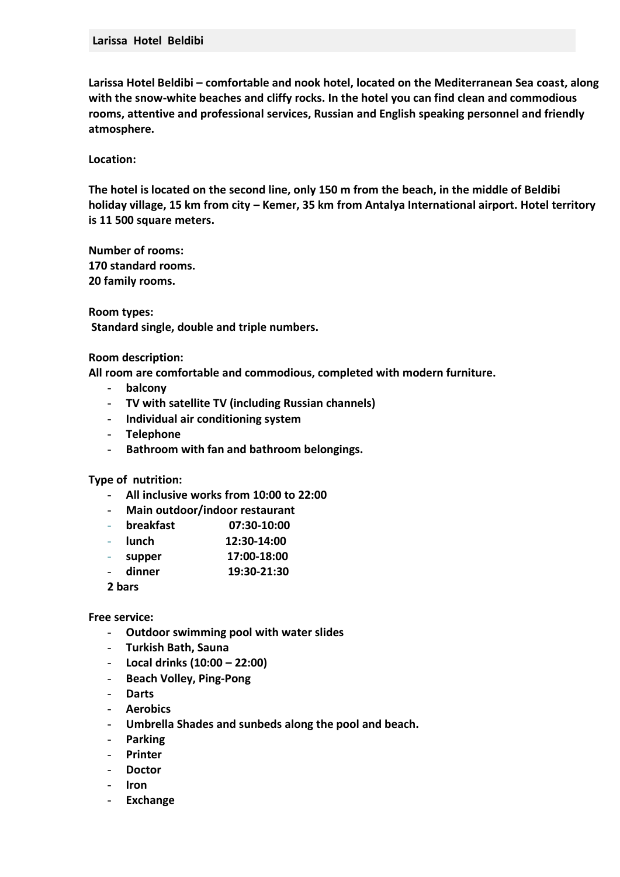## Larissa Hotel Beldibi

**Larissa Hotel Beldibi – comfortable and nook hotel, located on the Mediterranean Sea coast, along with the snow-white beaches and cliffy rocks. In the hotel you can find clean and commodious rooms, attentive and professional services, Russian and English speaking personnel and friendly atmosphere.**

**Location:**

**The hotel is located on the second line, only 150 m from the beach, in the middle of Beldibi holiday village, 15 km from city – Kemer, 35 km from Antalya International airport. Hotel territory is 11 500 square meters.**

**Number of rooms:**
**170 standard rooms.**
**20 family rooms.**

**Room types:**
**Standard single, double and triple numbers.**

**Room description:**
**All room are comfortable and commodious, completed with modern furniture.**

- **balcony**
- **TV with satellite TV (including Russian channels)**
- **Individual air conditioning system**
- **Telephone**
- **Bathroom with fan and bathroom belongings.**

**Type of nutrition:**

- **All inclusive works from 10:00 to 22:00**
- **Main outdoor/indoor restaurant**
- **breakfast 07:30-10:00**
- **lunch 12:30-14:00**
- **supper 17:00-18:00**
- **dinner 19:30-21:30**

**2 bars**

**Free service:**

- **Outdoor swimming pool with water slides**
- **Turkish Bath, Sauna**
- **Local drinks (10:00 – 22:00)**
- **Beach Volley, Ping-Pong**
- **Darts**
- **Aerobics**
- **Umbrella Shades and sunbeds along the pool and beach.**
- **Parking**
- **Printer**
- **Doctor**
- **Iron**
- **Exchange**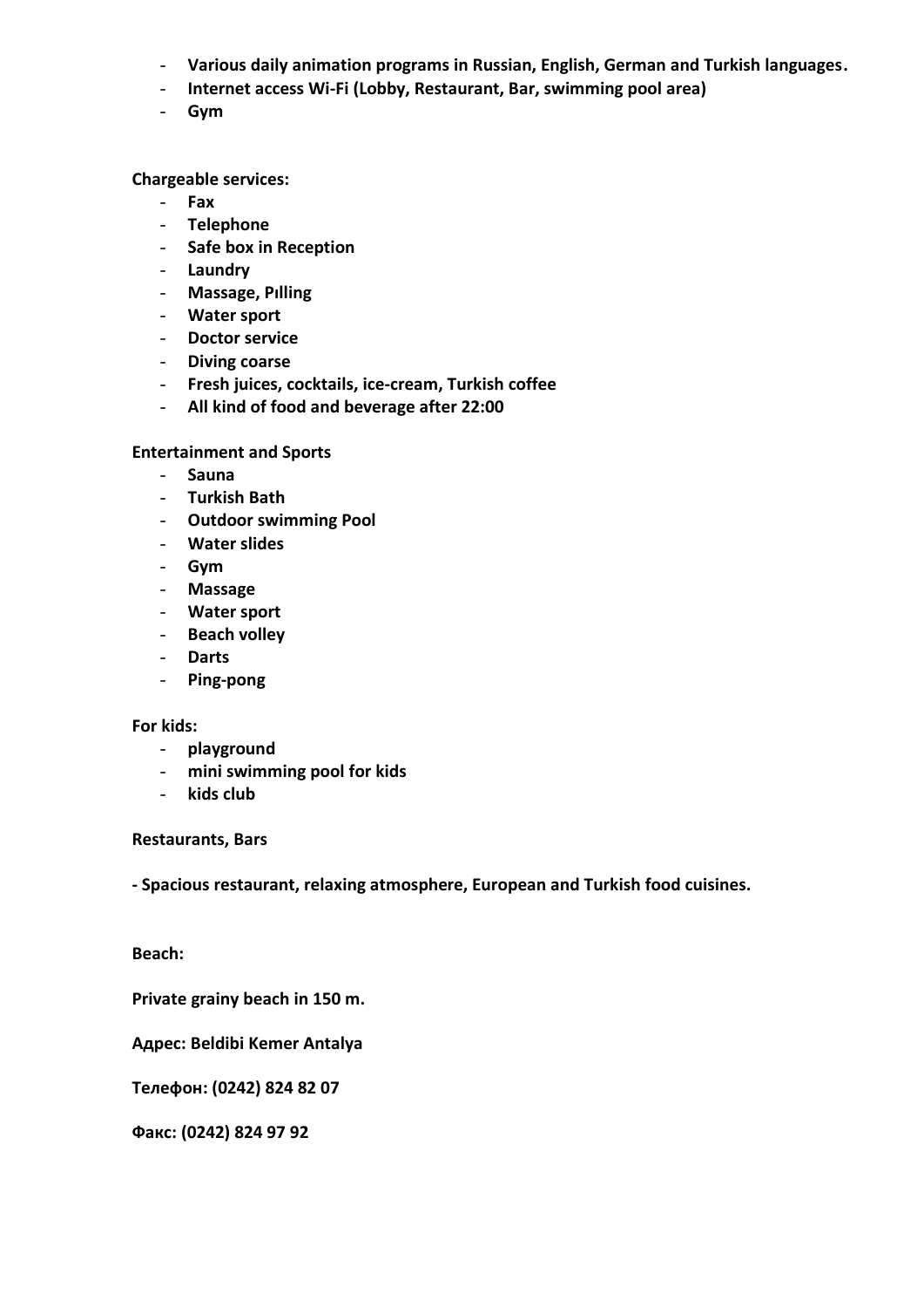- **Various daily animation programs in Russian, English, German and Turkish languages.**
- **Internet access Wi-Fi (Lobby, Restaurant, Bar, swimming pool area)**
- **Gym**

**Chargeable services:**

- **Fax**
- **Telephone**
- **Safe box in Reception**
- **Laundry**
- **Massage, Pılling**
- **Water sport**
- **Doctor service**
- **Diving coarse**
- **Fresh juices, cocktails, ice-cream, Turkish coffee**
- **All kind of food and beverage after 22:00**

**Entertainment and Sports**

- **Sauna**
- **Turkish Bath**
- **Outdoor swimming Pool**
- **Water slides**
- **Gym**
- **Massage**
- **Water sport**
- **Beach volley**
- **Darts**
- **Ping-pong**

**For kids:**

- **playground**
- **mini swimming pool for kids**
- **kids club**

**Restaurants, Bars**

**- Spacious restaurant, relaxing atmosphere, European and Turkish food cuisines.**

**Beach:**

**Private grainy beach in 150 m.**

**Адрес: Beldibi Kemer Antalya**

**Телефон: (0242) 824 82 07**

**Факс: (0242) 824 97 92**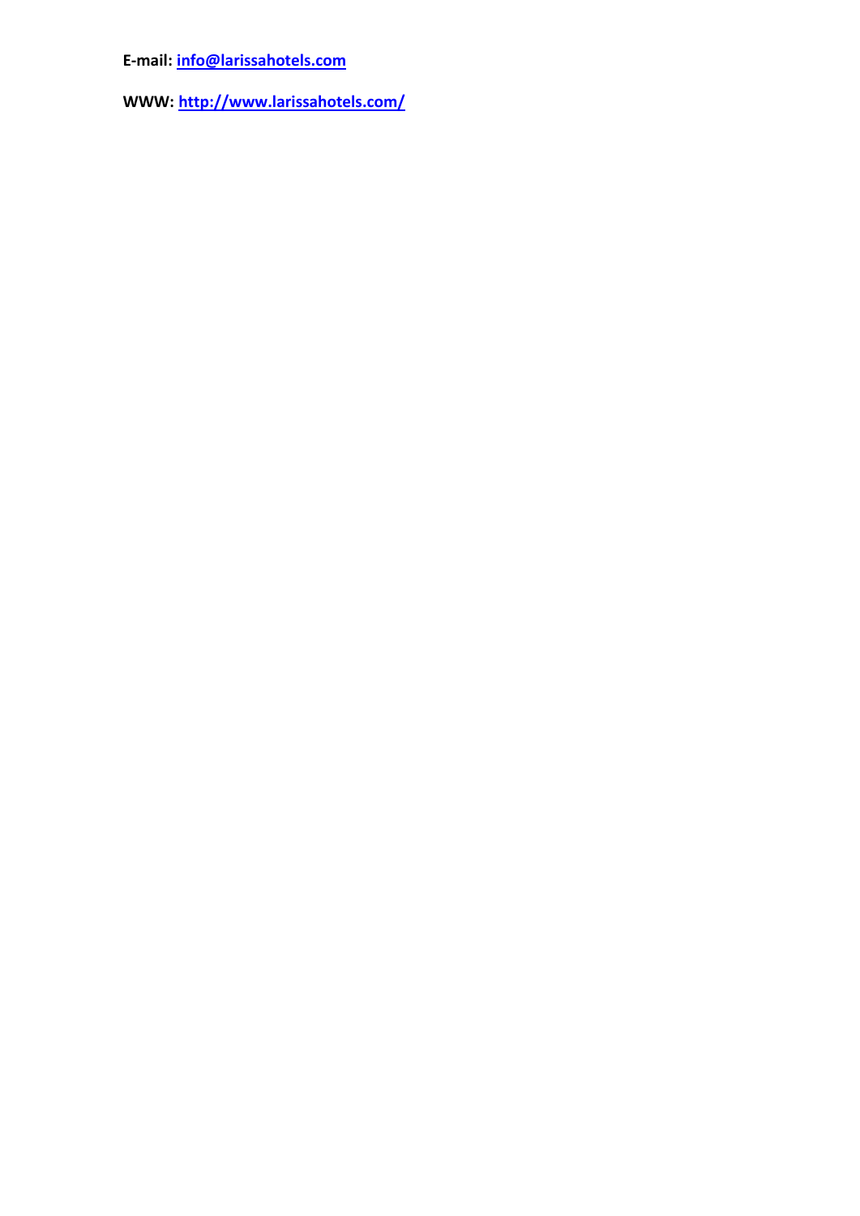**E-mail:** info@larissahotels.com

**WWW:** http://www.larissahotels.com/